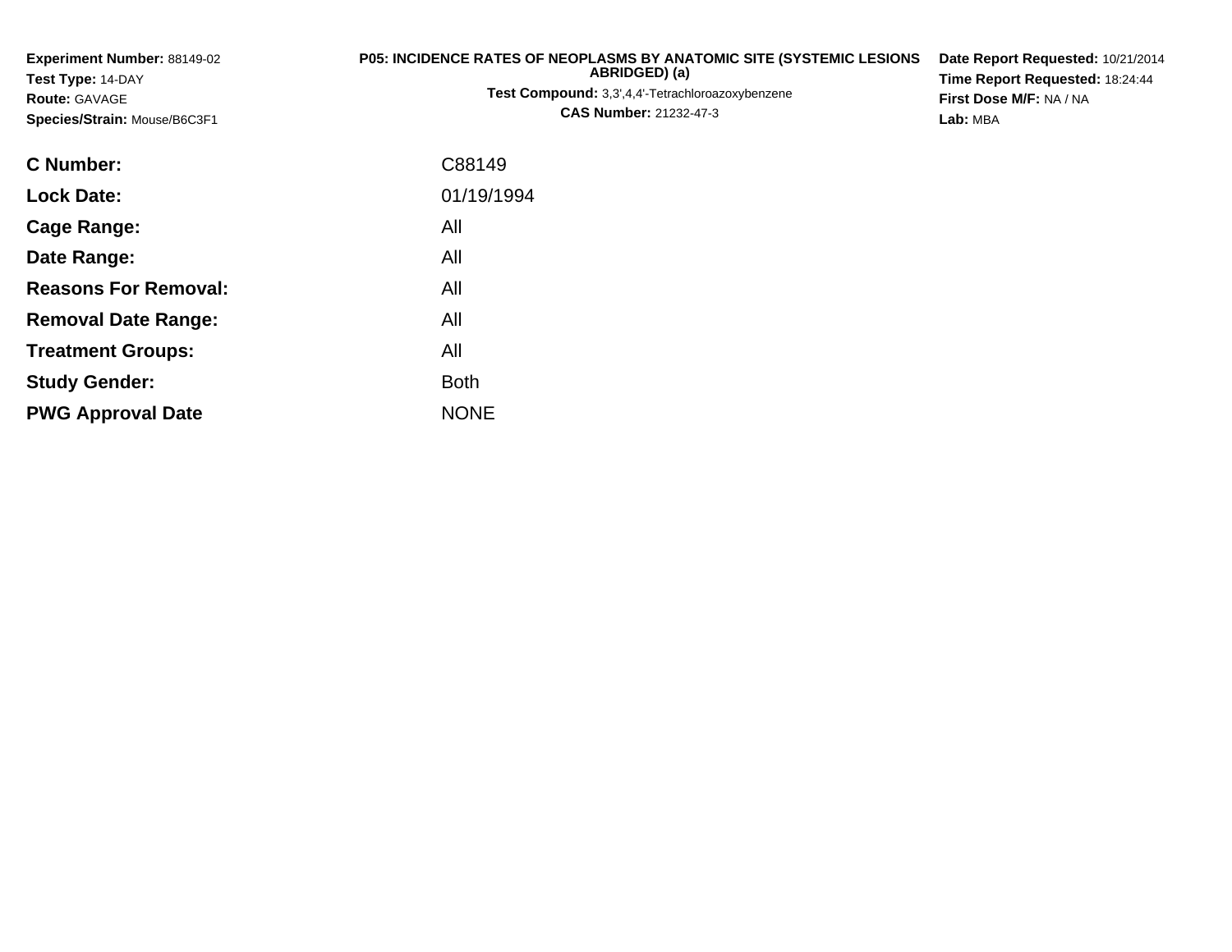**Experiment Number:** 88149-02
**Test Type:** 14-DAY
**Route:** GAVAGE
**Species/Strain:** Mouse/B6C3F1

**P05: INCIDENCE RATES OF NEOPLASMS BY ANATOMIC SITE (SYSTEMIC LESIONS ABRIDGED) (a)**
**Test Compound:** 3,3',4,4'-Tetrachloroazoxybenzene
**CAS Number:** 21232-47-3

**Date Report Requested:** 10/21/2014
**Time Report Requested:** 18:24:44
**First Dose M/F:** NA / NA
**Lab:** MBA

| | |
|---|---|
| **C Number:** | C88149 |
| **Lock Date:** | 01/19/1994 |
| **Cage Range:** | All |
| **Date Range:** | All |
| **Reasons For Removal:** | All |
| **Removal Date Range:** | All |
| **Treatment Groups:** | All |
| **Study Gender:** | Both |
| **PWG Approval Date** | NONE |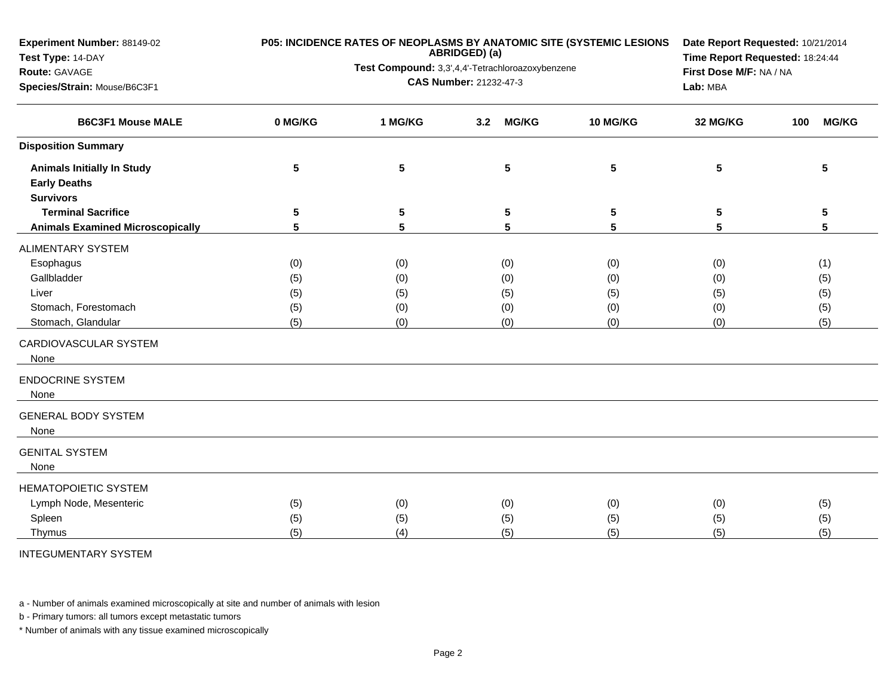**Experiment Number:** 88149-02
**Test Type:** 14-DAY
**Route:** GAVAGE
**Species/Strain:** Mouse/B6C3F1

**P05: INCIDENCE RATES OF NEOPLASMS BY ANATOMIC SITE (SYSTEMIC LESIONS ABRIDGED) (a)**
**Test Compound:** 3,3',4,4'-Tetrachloroazoxybenzene
**CAS Number:** 21232-47-3

**Date Report Requested:** 10/21/2014
**Time Report Requested:** 18:24:44
**First Dose M/F:** NA / NA
**Lab:** MBA

| B6C3F1 Mouse MALE | 0 MG/KG | 1 MG/KG | 3.2 MG/KG | 10 MG/KG | 32 MG/KG | 100 MG/KG |
|---|---|---|---|---|---|---|
| **Disposition Summary** | | | | | | |
| **Animals Initially In Study** | 5 | 5 | 5 | 5 | 5 | 5 |
| **Early Deaths** | | | | | | |
| **Survivors** | | | | | | |
| **Terminal Sacrifice** | 5 | 5 | 5 | 5 | 5 | 5 |
| **Animals Examined Microscopically** | 5 | 5 | 5 | 5 | 5 | 5 |
| ALIMENTARY SYSTEM | | | | | | |
| Esophagus | (0) | (0) | (0) | (0) | (0) | (1) |
| Gallbladder | (5) | (0) | (0) | (0) | (0) | (5) |
| Liver | (5) | (5) | (5) | (5) | (5) | (5) |
| Stomach, Forestomach | (5) | (0) | (0) | (0) | (0) | (5) |
| Stomach, Glandular | (5) | (0) | (0) | (0) | (0) | (5) |
| CARDIOVASCULAR SYSTEM | | | | | | |
| None | | | | | | |
| ENDOCRINE SYSTEM | | | | | | |
| None | | | | | | |
| GENERAL BODY SYSTEM | | | | | | |
| None | | | | | | |
| GENITAL SYSTEM | | | | | | |
| None | | | | | | |
| HEMATOPOIETIC SYSTEM | | | | | | |
| Lymph Node, Mesenteric | (5) | (0) | (0) | (0) | (0) | (5) |
| Spleen | (5) | (5) | (5) | (5) | (5) | (5) |
| Thymus | (5) | (4) | (5) | (5) | (5) | (5) |
| INTEGUMENTARY SYSTEM | | | | | | |

a - Number of animals examined microscopically at site and number of animals with lesion

b - Primary tumors: all tumors except metastatic tumors

* Number of animals with any tissue examined microscopically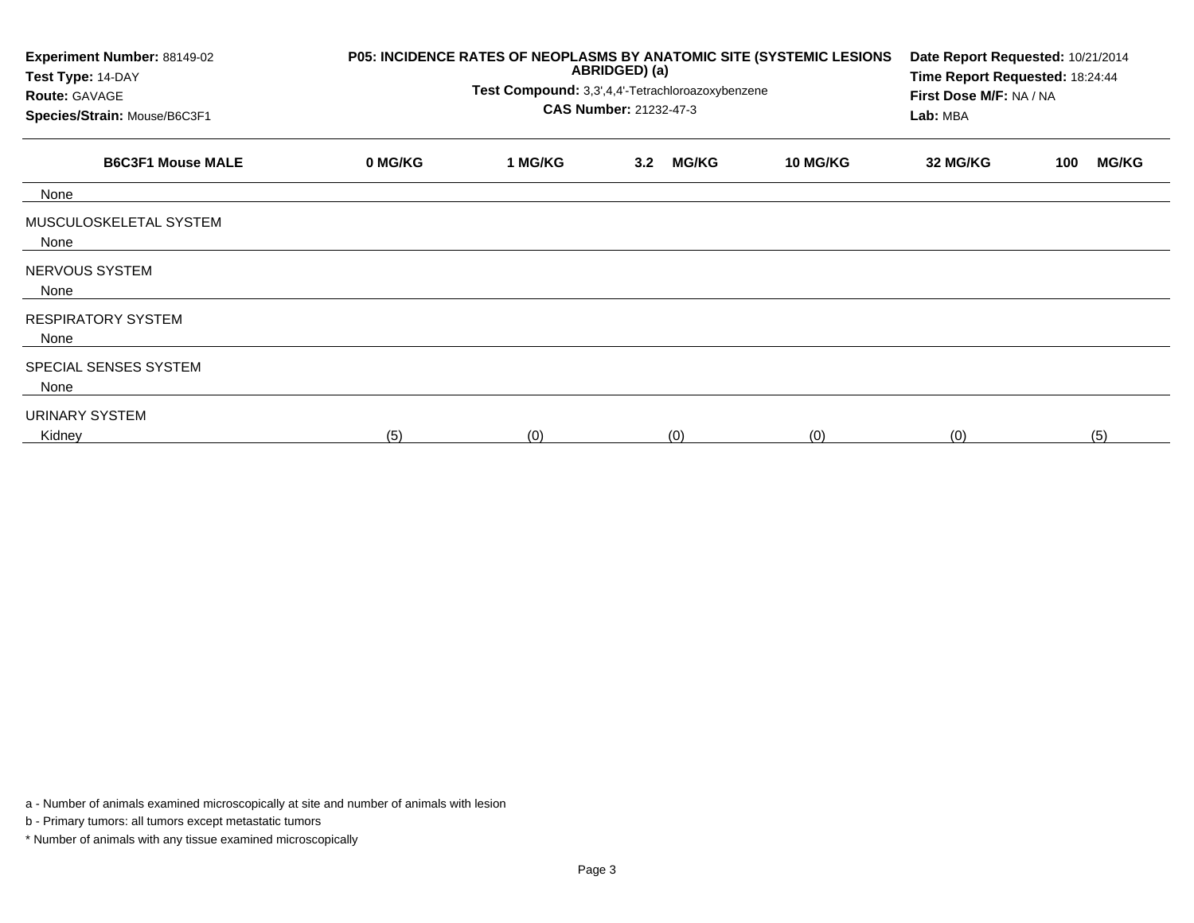**Experiment Number:** 88149-02
**Test Type:** 14-DAY
**Route:** GAVAGE
**Species/Strain:** Mouse/B6C3F1

**P05: INCIDENCE RATES OF NEOPLASMS BY ANATOMIC SITE (SYSTEMIC LESIONS ABRIDGED) (a)**
**Test Compound:** 3,3',4,4'-Tetrachloroazoxybenzene
**CAS Number:** 21232-47-3

**Date Report Requested:** 10/21/2014
**Time Report Requested:** 18:24:44
**First Dose M/F:** NA / NA
**Lab:** MBA

| B6C3F1 Mouse MALE | 0 MG/KG | 1 MG/KG | 3.2 MG/KG | 10 MG/KG | 32 MG/KG | 100 MG/KG |
|---|---|---|---|---|---|---|
| None | | | | | | |
| MUSCULOSKELETAL SYSTEM | | | | | | |
| None | | | | | | |
| NERVOUS SYSTEM | | | | | | |
| None | | | | | | |
| RESPIRATORY SYSTEM | | | | | | |
| None | | | | | | |
| SPECIAL SENSES SYSTEM | | | | | | |
| None | | | | | | |
| URINARY SYSTEM | | | | | | |
| Kidney | (5) | (0) | (0) | (0) | (0) | (5) |

a - Number of animals examined microscopically at site and number of animals with lesion

b - Primary tumors: all tumors except metastatic tumors

* Number of animals with any tissue examined microscopically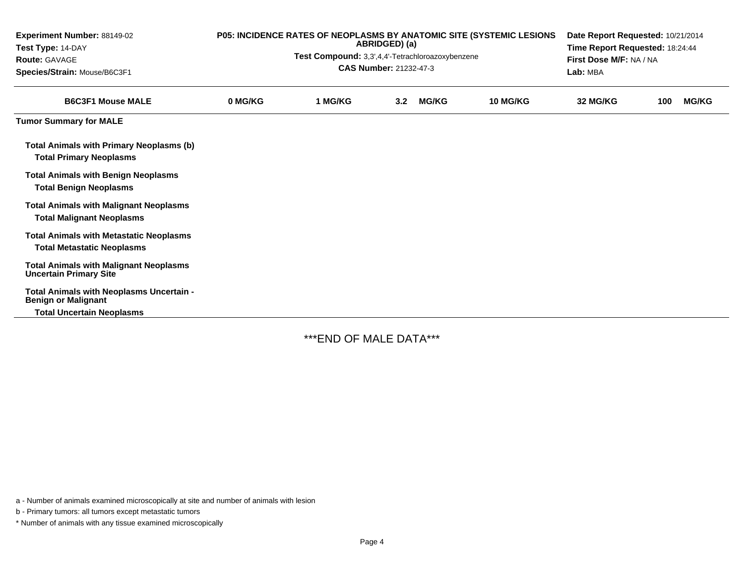**Experiment Number:** 88149-02
**Test Type:** 14-DAY
**Route:** GAVAGE
**Species/Strain:** Mouse/B6C3F1

**P05: INCIDENCE RATES OF NEOPLASMS BY ANATOMIC SITE (SYSTEMIC LESIONS ABRIDGED) (a)**
**Test Compound:** 3,3',4,4'-Tetrachloroazoxybenzene
**CAS Number:** 21232-47-3

**Date Report Requested:** 10/21/2014
**Time Report Requested:** 18:24:44
**First Dose M/F:** NA / NA
**Lab:** MBA

| B6C3F1 Mouse MALE | 0 MG/KG | 1 MG/KG | 3.2 MG/KG | 10 MG/KG | 32 MG/KG | 100 MG/KG |
|---|---|---|---|---|---|---|
| **Tumor Summary for MALE** | | | | | | |
| **Total Animals with Primary Neoplasms (b)** | | | | | | |
| **Total Primary Neoplasms** | | | | | | |
| **Total Animals with Benign Neoplasms** | | | | | | |
| **Total Benign Neoplasms** | | | | | | |
| **Total Animals with Malignant Neoplasms** | | | | | | |
| **Total Malignant Neoplasms** | | | | | | |
| **Total Animals with Metastatic Neoplasms** | | | | | | |
| **Total Metastatic Neoplasms** | | | | | | |
| **Total Animals with Malignant Neoplasms Uncertain Primary Site** | | | | | | |
| **Total Animals with Neoplasms Uncertain - Benign or Malignant** | | | | | | |
| **Total Uncertain Neoplasms** | | | | | | |

***END OF MALE DATA***

a - Number of animals examined microscopically at site and number of animals with lesion

b - Primary tumors: all tumors except metastatic tumors

* Number of animals with any tissue examined microscopically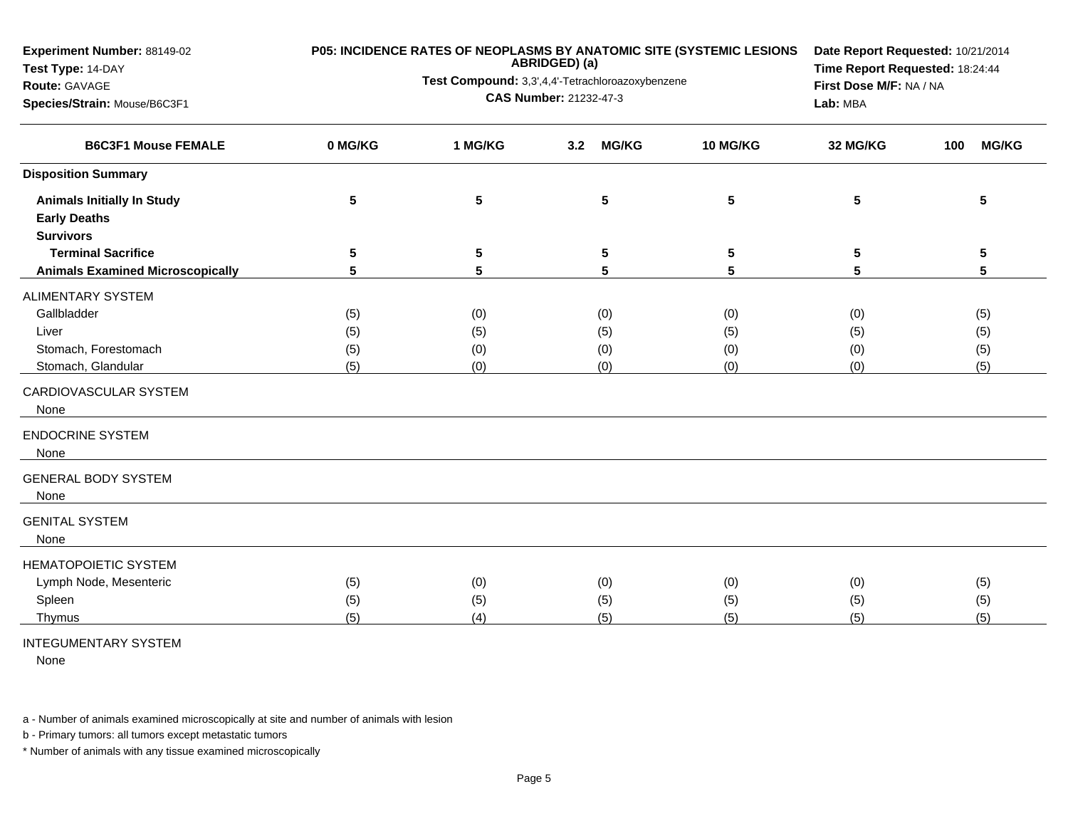**Experiment Number:** 88149-02
**Test Type:** 14-DAY
**Route:** GAVAGE
**Species/Strain:** Mouse/B6C3F1

**P05: INCIDENCE RATES OF NEOPLASMS BY ANATOMIC SITE (SYSTEMIC LESIONS ABRIDGED) (a)**

**Test Compound:** 3,3',4,4'-Tetrachloroazoxybenzene

**CAS Number:** 21232-47-3

**Date Report Requested:** 10/21/2014
**Time Report Requested:** 18:24:44
**First Dose M/F:** NA / NA
**Lab:** MBA

| B6C3F1 Mouse FEMALE | 0 MG/KG | 1 MG/KG | 3.2 MG/KG | 10 MG/KG | 32 MG/KG | 100 MG/KG |
|---|---|---|---|---|---|---|
| **Disposition Summary** | | | | | | |
| **Animals Initially In Study** | 5 | 5 | 5 | 5 | 5 | 5 |
| **Early Deaths** | | | | | | |
| **Survivors** | | | | | | |
| **Terminal Sacrifice** | 5 | 5 | 5 | 5 | 5 | 5 |
| **Animals Examined Microscopically** | 5 | 5 | 5 | 5 | 5 | 5 |
| ALIMENTARY SYSTEM | | | | | | |
| Gallbladder | (5) | (0) | (0) | (0) | (0) | (5) |
| Liver | (5) | (5) | (5) | (5) | (5) | (5) |
| Stomach, Forestomach | (5) | (0) | (0) | (0) | (0) | (5) |
| Stomach, Glandular | (5) | (0) | (0) | (0) | (0) | (5) |
| CARDIOVASCULAR SYSTEM | | | | | | |
| None | | | | | | |
| ENDOCRINE SYSTEM | | | | | | |
| None | | | | | | |
| GENERAL BODY SYSTEM | | | | | | |
| None | | | | | | |
| GENITAL SYSTEM | | | | | | |
| None | | | | | | |
| HEMATOPOIETIC SYSTEM | | | | | | |
| Lymph Node, Mesenteric | (5) | (0) | (0) | (0) | (0) | (5) |
| Spleen | (5) | (5) | (5) | (5) | (5) | (5) |
| Thymus | (5) | (4) | (5) | (5) | (5) | (5) |
| INTEGUMENTARY SYSTEM | | | | | | |
| None | | | | | | |

a - Number of animals examined microscopically at site and number of animals with lesion

b - Primary tumors: all tumors except metastatic tumors

* Number of animals with any tissue examined microscopically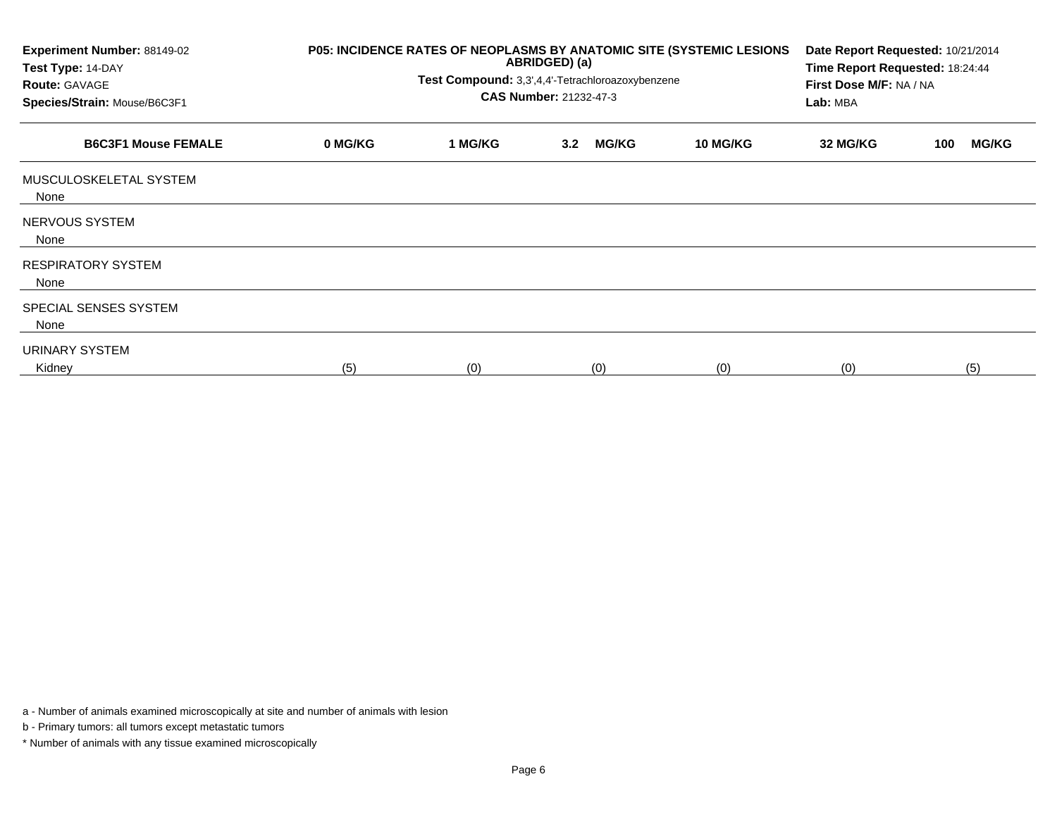**Experiment Number:** 88149-02
**Test Type:** 14-DAY
**Route:** GAVAGE
**Species/Strain:** Mouse/B6C3F1

**P05: INCIDENCE RATES OF NEOPLASMS BY ANATOMIC SITE (SYSTEMIC LESIONS ABRIDGED) (a)**
**Test Compound:** 3,3',4,4'-Tetrachloroazoxybenzene
**CAS Number:** 21232-47-3

**Date Report Requested:** 10/21/2014
**Time Report Requested:** 18:24:44
**First Dose M/F:** NA / NA
**Lab:** MBA

| B6C3F1 Mouse FEMALE | 0 MG/KG | 1 MG/KG | 3.2 MG/KG | 10 MG/KG | 32 MG/KG | 100 MG/KG |
|---|---|---|---|---|---|---|
| MUSCULOSKELETAL SYSTEM | | | | | | |
| None | | | | | | |
| NERVOUS SYSTEM | | | | | | |
| None | | | | | | |
| RESPIRATORY SYSTEM | | | | | | |
| None | | | | | | |
| SPECIAL SENSES SYSTEM | | | | | | |
| None | | | | | | |
| URINARY SYSTEM | | | | | | |
| Kidney | (5) | (0) | (0) | (0) | (0) | (5) |

a - Number of animals examined microscopically at site and number of animals with lesion

b - Primary tumors: all tumors except metastatic tumors

* Number of animals with any tissue examined microscopically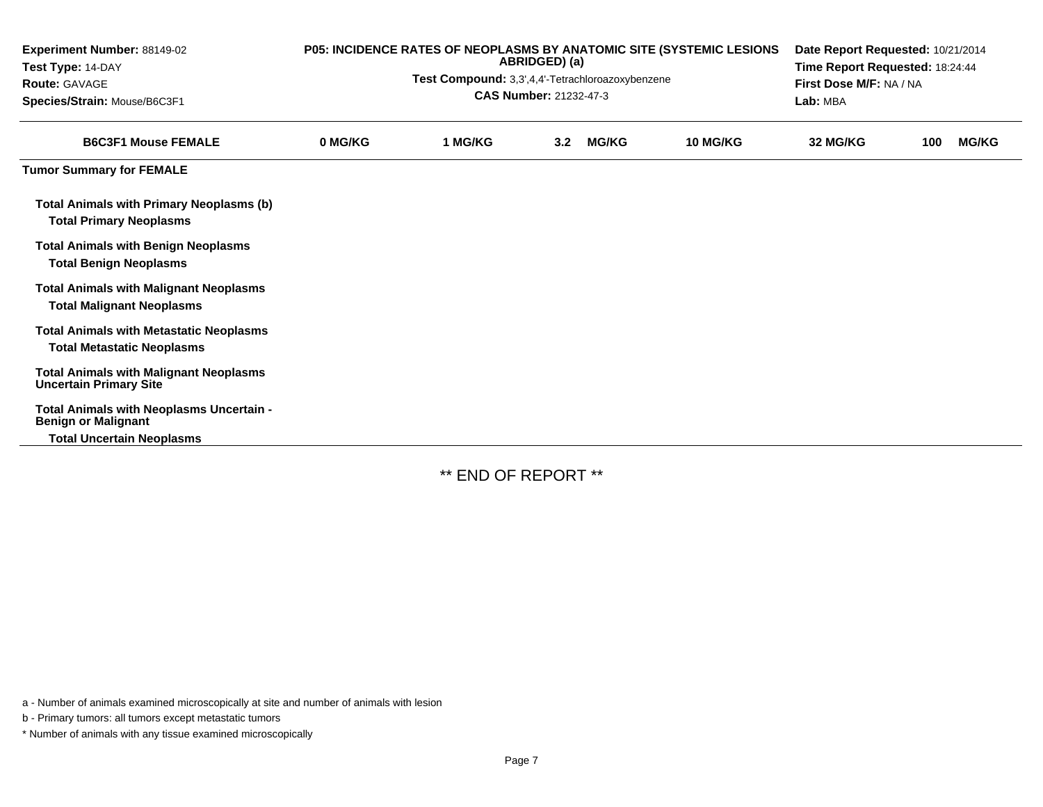**Experiment Number:** 88149-02
**Test Type:** 14-DAY
**Route:** GAVAGE
**Species/Strain:** Mouse/B6C3F1

**P05: INCIDENCE RATES OF NEOPLASMS BY ANATOMIC SITE (SYSTEMIC LESIONS ABRIDGED) (a)**

**Test Compound:** 3,3',4,4'-Tetrachloroazoxybenzene
**CAS Number:** 21232-47-3

**Date Report Requested:** 10/21/2014
**Time Report Requested:** 18:24:44
**First Dose M/F:** NA / NA
**Lab:** MBA

| B6C3F1 Mouse FEMALE | 0 MG/KG | 1 MG/KG | 3.2 MG/KG | 10 MG/KG | 32 MG/KG | 100 MG/KG |
|---|---|---|---|---|---|---|
| **Tumor Summary for FEMALE** | | | | | | |
| **Total Animals with Primary Neoplasms (b)** | | | | | | |
| **Total Primary Neoplasms** | | | | | | |
| **Total Animals with Benign Neoplasms** | | | | | | |
| **Total Benign Neoplasms** | | | | | | |
| **Total Animals with Malignant Neoplasms** | | | | | | |
| **Total Malignant Neoplasms** | | | | | | |
| **Total Animals with Metastatic Neoplasms** | | | | | | |
| **Total Metastatic Neoplasms** | | | | | | |
| **Total Animals with Malignant Neoplasms Uncertain Primary Site** | | | | | | |
| **Total Animals with Neoplasms Uncertain - Benign or Malignant** | | | | | | |
| **Total Uncertain Neoplasms** | | | | | | |

** END OF REPORT **

a - Number of animals examined microscopically at site and number of animals with lesion

b - Primary tumors: all tumors except metastatic tumors

* Number of animals with any tissue examined microscopically